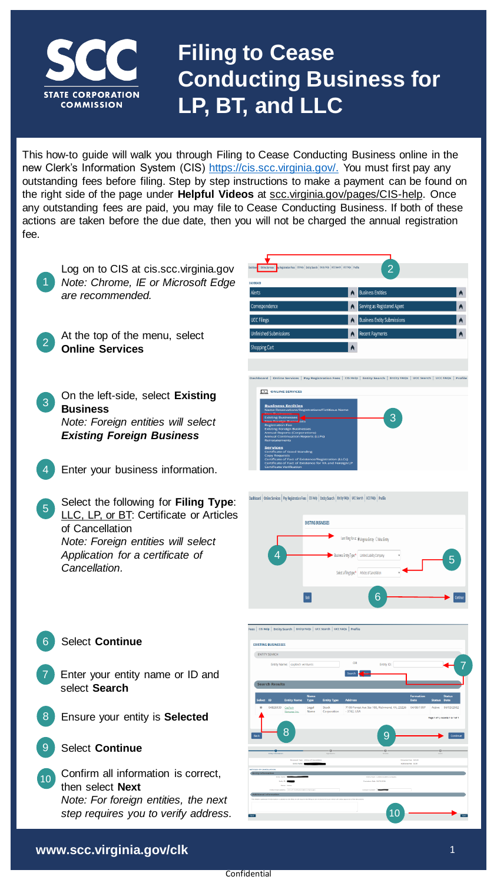# Filing to Cease Conducting Business for LP, BT, and LLC

STATE CORPORATION COMMISSION

This how-to guide will walk you through Filing to Cease Conducting Business online in the new Clerk's Information System (CIS) https://cis.scc.virginia.gov/. You must first pay any outstanding fees before filing. Step by step instructions to make a payment can be found on the right side of the page under **Helpful Videos** at scc.virginia.gov/pages/CIS-help. Once any outstanding fees are paid, you may file to Cease Conducting Business. If both of these actions are taken before the due date, then you will not be charged the annual registration fee.

1. Log on to CIS at cis.scc.virginia.gov
   *Note: Chrome, IE or Microsoft Edge are recommended.*
2. At the top of the menu, select **Online Services**
3. On the left-side, select **Existing Business**
   *Note: Foreign entities will select **Existing Foreign Business***
4. Enter your business information.
5. Select the following for **Filing Type**: LLC, LP, or BT: Certificate or Articles of Cancellation
   *Note: Foreign entities will select Application for a certificate of Cancellation.*
6. Select **Continue**
7. Enter your entity name or ID and select **Search**
8. Ensure your entity is **Selected**
9. Select **Continue**
10. Confirm all information is correct, then select **Next**
    *Note: For foreign entities, the next step requires you to verify address.*

www.scc.virginia.gov/clk

Confidential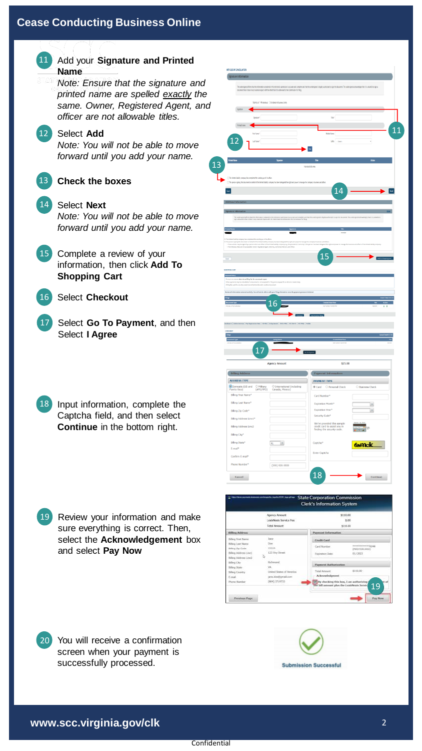## Cease Conducting Business Online

11. Add your **Signature and Printed Name**
    *Note: Ensure that the signature and printed name are spelled exactly the same. Owner, Registered Agent, and officer are not allowable titles.*

12. Select **Add**
    *Note: You will not be able to move forward until you add your name.*

13. **Check the boxes**

14. Select **Next**
    *Note: You will not be able to move forward until you add your name.*

15. Complete a review of your information, then click **Add To Shopping Cart**

16. Select **Checkout**

17. Select **Go To Payment**, and then Select **I Agree**

18. Input information, complete the Captcha field, and then select **Continue** in the bottom right.

19. Review your information and make sure everything is correct. Then, select the **Acknowledgement** box and select **Pay Now**

20. You will receive a confirmation screen when your payment is successfully processed.

Submission Successful

**www.scc.virginia.gov/clk**

Confidential